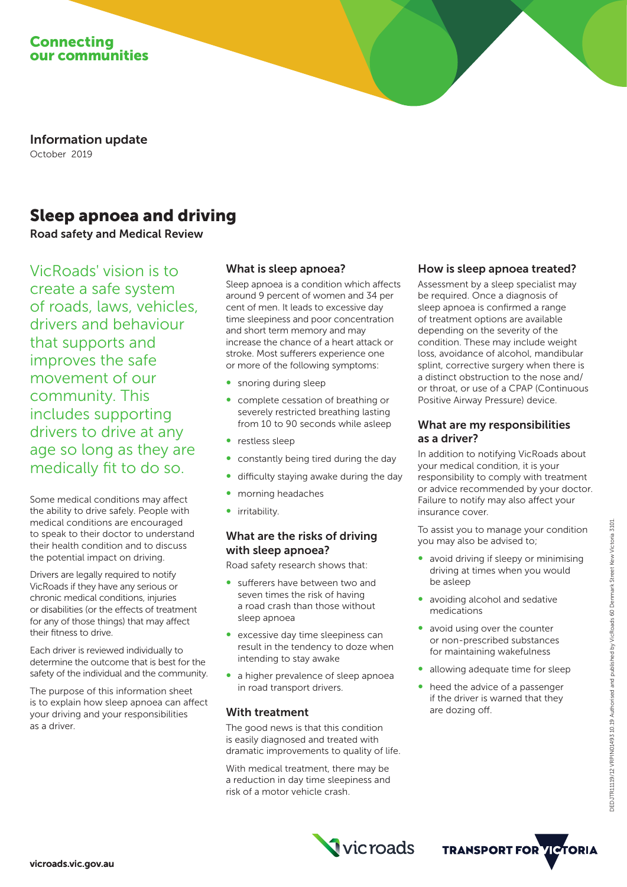Connecting our communities

**Information update**

October 2019

# Sleep apnoea and driving

**Road safety and Medical Review**

VicRoads' vision is to create a safe system of roads, laws, vehicles, drivers and behaviour that supports and improves the safe movement of our community. This includes supporting drivers to drive at any age so long as they are medically fit to do so.

Some medical conditions may affect the ability to drive safely. People with medical conditions are encouraged to speak to their doctor to understand their health condition and to discuss the potential impact on driving.

Drivers are legally required to notify VicRoads if they have any serious or chronic medical conditions, injuries or disabilities (or the effects of treatment for any of those things) that may affect their fitness to drive.

Each driver is reviewed individually to determine the outcome that is best for the safety of the individual and the community.

The purpose of this information sheet is to explain how sleep apnoea can affect your driving and your responsibilities as a driver.

## What is sleep apnoea?

Sleep apnoea is a condition which affects around 9 percent of women and 34 per cent of men. It leads to excessive day time sleepiness and poor concentration and short term memory and may increase the chance of a heart attack or stroke. Most sufferers experience one or more of the following symptoms:

- snoring during sleep
- complete cessation of breathing or severely restricted breathing lasting from 10 to 90 seconds while asleep
- restless sleep
- constantly being tired during the day
- difficulty staying awake during the day
- morning headaches
- irritability.

## What are the risks of driving with sleep apnoea?

Road safety research shows that:

- sufferers have between two and seven times the risk of having a road crash than those without sleep apnoea
- excessive day time sleepiness can result in the tendency to doze when intending to stay awake
- a higher prevalence of sleep apnoea in road transport drivers.

## With treatment

The good news is that this condition is easily diagnosed and treated with dramatic improvements to quality of life.

With medical treatment, there may be a reduction in day time sleepiness and risk of a motor vehicle crash.

## How is sleep apnoea treated?

Assessment by a sleep specialist may be required. Once a diagnosis of sleep apnoea is confirmed a range of treatment options are available depending on the severity of the condition. These may include weight loss, avoidance of alcohol, mandibular splint, corrective surgery when there is a distinct obstruction to the nose and/or throat, or use of a CPAP (Continuous Positive Airway Pressure) device.

## What are my responsibilities as a driver?

In addition to notifying VicRoads about your medical condition, it is your responsibility to comply with treatment or advice recommended by your doctor. Failure to notify may also affect your insurance cover.

To assist you to manage your condition you may also be advised to;

- avoid driving if sleepy or minimising driving at times when you would be asleep
- avoiding alcohol and sedative medications
- avoid using over the counter or non-prescribed substances for maintaining wakefulness
- allowing adequate time for sleep
- heed the advice of a passenger if the driver is warned that they are dozing off.

DEDJTR11119/12 VRPIN01493 10.19 Authorised and published by VicRoads 60 Denmark Street Kew Victoria 3101

vicroads.vic.gov.au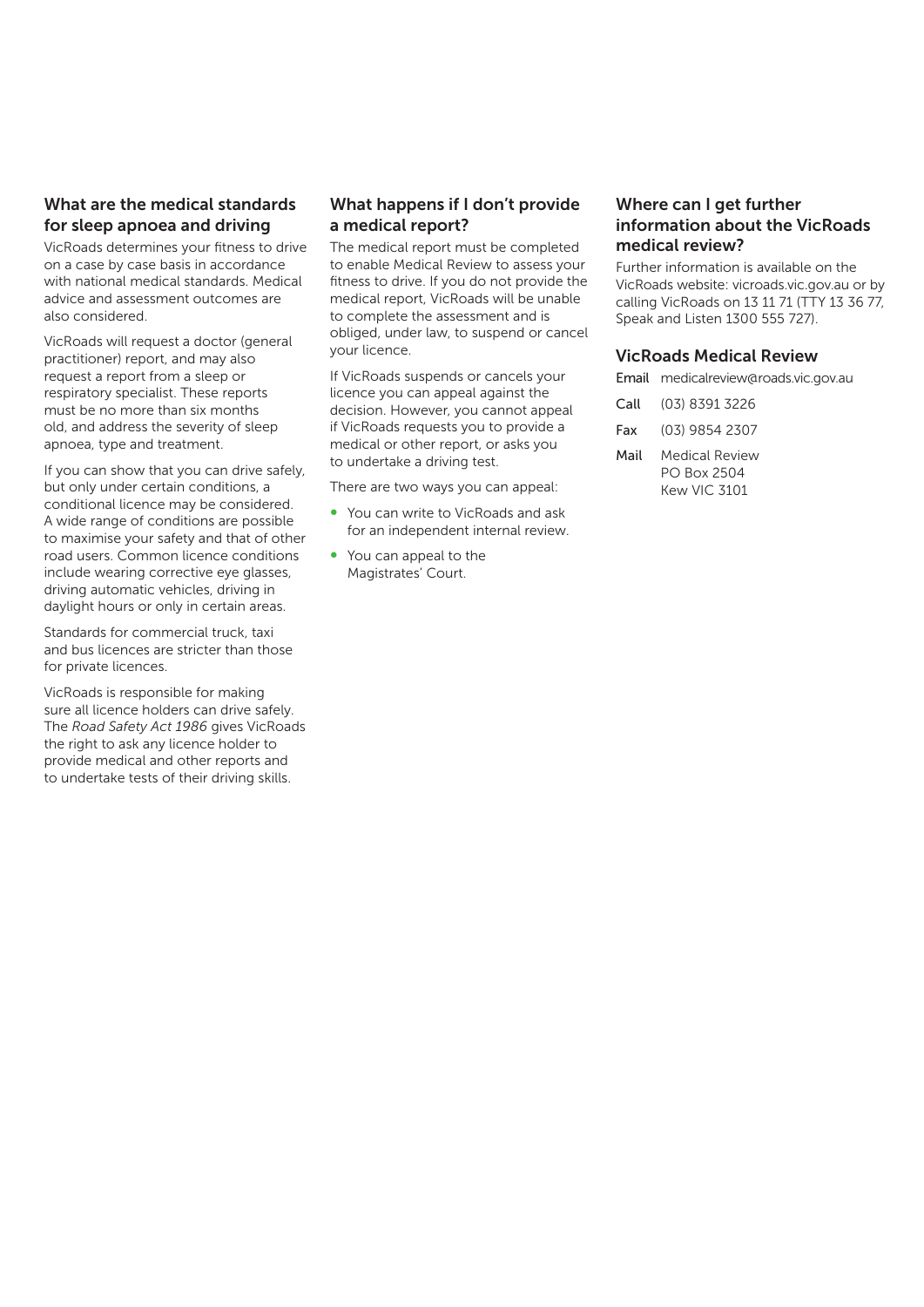## What are the medical standards for sleep apnoea and driving

VicRoads determines your fitness to drive on a case by case basis in accordance with national medical standards. Medical advice and assessment outcomes are also considered.

VicRoads will request a doctor (general practitioner) report, and may also request a report from a sleep or respiratory specialist. These reports must be no more than six months old, and address the severity of sleep apnoea, type and treatment.

If you can show that you can drive safely, but only under certain conditions, a conditional licence may be considered. A wide range of conditions are possible to maximise your safety and that of other road users. Common licence conditions include wearing corrective eye glasses, driving automatic vehicles, driving in daylight hours or only in certain areas.

Standards for commercial truck, taxi and bus licences are stricter than those for private licences.

VicRoads is responsible for making sure all licence holders can drive safely. The *Road Safety Act 1986* gives VicRoads the right to ask any licence holder to provide medical and other reports and to undertake tests of their driving skills.

## What happens if I don't provide a medical report?

The medical report must be completed to enable Medical Review to assess your fitness to drive. If you do not provide the medical report, VicRoads will be unable to complete the assessment and is obliged, under law, to suspend or cancel your licence.

If VicRoads suspends or cancels your licence you can appeal against the decision. However, you cannot appeal if VicRoads requests you to provide a medical or other report, or asks you to undertake a driving test.

There are two ways you can appeal:

- You can write to VicRoads and ask for an independent internal review.
- You can appeal to the Magistrates' Court.

## Where can I get further information about the VicRoads medical review?

Further information is available on the VicRoads website: vicroads.vic.gov.au or by calling VicRoads on 13 11 71 (TTY 13 36 77, Speak and Listen 1300 555 727).

## VicRoads Medical Review

**Email** medicalreview@roads.vic.gov.au

**Call** (03) 8391 3226

**Fax** (03) 9854 2307

**Mail** Medical Review
PO Box 2504
Kew VIC 3101